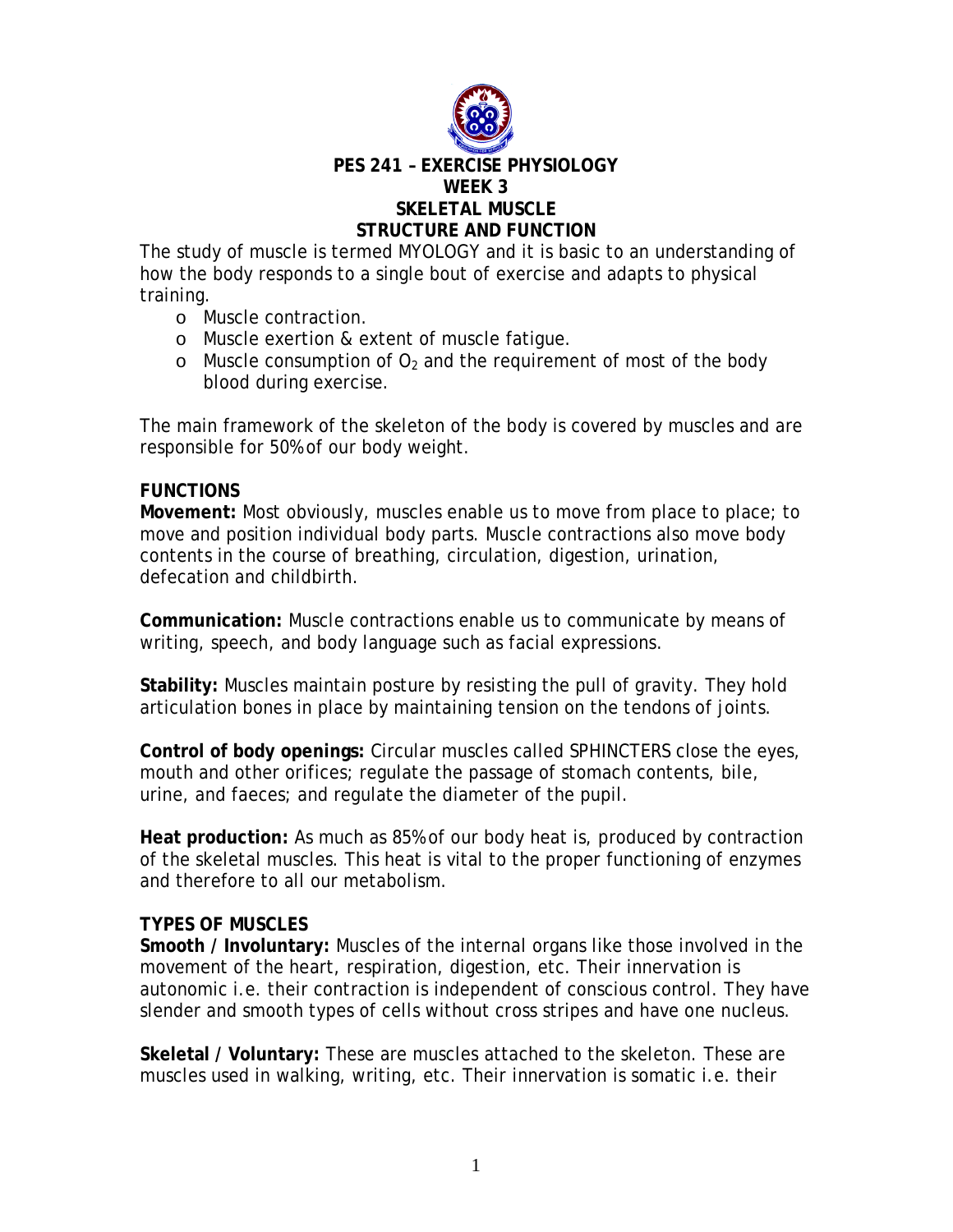# PES 241 – EXERCISE PHYSIOLOGY
## WEEK 3
## SKELETAL MUSCLE
## STRUCTURE AND FUNCTION

The study of muscle is termed MYOLOGY and it is basic to an understanding of how the body responds to a single bout of exercise and adapts to physical training.

- Muscle contraction.
- Muscle exertion & extent of muscle fatigue.
- Muscle consumption of $O_2$ and the requirement of most of the body blood during exercise.

The main framework of the skeleton of the body is covered by muscles and are responsible for 50% of our body weight.

**FUNCTIONS**

**Movement:** Most obviously, muscles enable us to move from place to place; to move and position individual body parts. Muscle contractions also move body contents in the course of breathing, circulation, digestion, urination, defecation and childbirth.

**Communication:** Muscle contractions enable us to communicate by means of writing, speech, and body language such as facial expressions.

**Stability:** Muscles maintain posture by resisting the pull of gravity. They hold articulation bones in place by maintaining tension on the tendons of joints.

**Control of body openings:** Circular muscles called SPHINCTERS close the eyes, mouth and other orifices; regulate the passage of stomach contents, bile, urine, and faeces; and regulate the diameter of the pupil.

**Heat production:** As much as 85% of our body heat is, produced by contraction of the skeletal muscles. This heat is vital to the proper functioning of enzymes and therefore to all our metabolism.

**TYPES OF MUSCLES**

**Smooth / Involuntary:** Muscles of the internal organs like those involved in the movement of the heart, respiration, digestion, etc. Their innervation is autonomic i.e. their contraction is independent of conscious control. They have slender and smooth types of cells without cross stripes and have one nucleus.

**Skeletal / Voluntary:** These are muscles attached to the skeleton. These are muscles used in walking, writing, etc. Their innervation is somatic i.e. their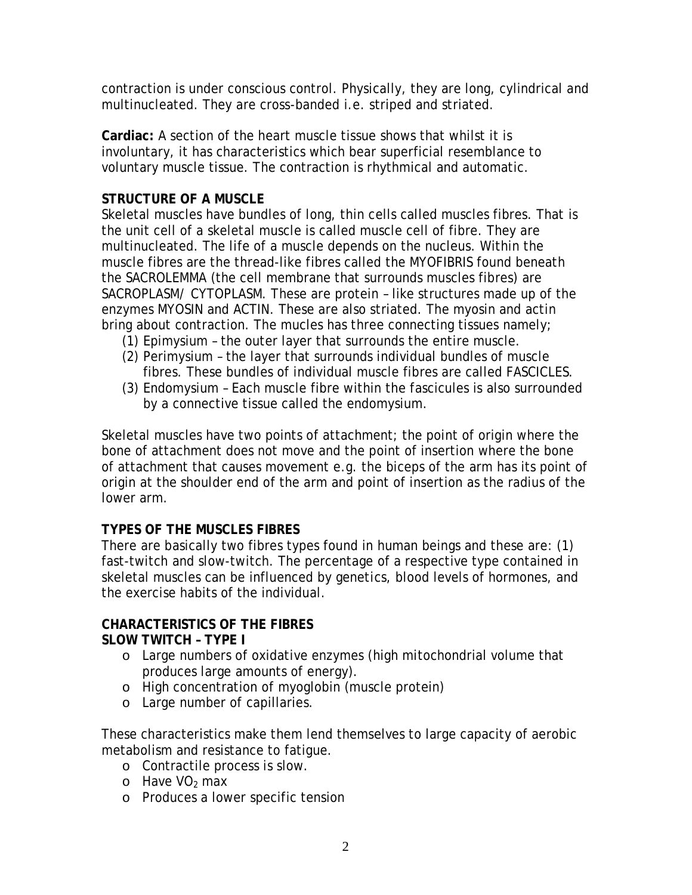contraction is under conscious control. Physically, they are long, cylindrical and multinucleated. They are cross-banded i.e. striped and striated.

**Cardiac:** A section of the heart muscle tissue shows that whilst it is involuntary, it has characteristics which bear superficial resemblance to voluntary muscle tissue. The contraction is rhythmical and automatic.

**STRUCTURE OF A MUSCLE**

Skeletal muscles have bundles of long, thin cells called muscles fibres. That is the unit cell of a skeletal muscle is called muscle cell of fibre. They are multinucleated. The life of a muscle depends on the nucleus. Within the muscle fibres are the thread-like fibres called the MYOFIBRIS found beneath the SACROLEMMA (the cell membrane that surrounds muscles fibres) are SACROPLASM/ CYTOPLASM. These are protein – like structures made up of the enzymes MYOSIN and ACTIN. These are also striated. The myosin and actin bring about contraction. The mucles has three connecting tissues namely;

(1) Epimysium – the outer layer that surrounds the entire muscle.
(2) Perimysium – the layer that surrounds individual bundles of muscle fibres. These bundles of individual muscle fibres are called FASCICLES.
(3) Endomysium – Each muscle fibre within the fascicules is also surrounded by a connective tissue called the endomysium.

Skeletal muscles have two points of attachment; the point of origin where the bone of attachment does not move and the point of insertion where the bone of attachment that causes movement e.g. the biceps of the arm has its point of origin at the shoulder end of the arm and point of insertion as the radius of the lower arm.

**TYPES OF THE MUSCLES FIBRES**

There are basically two fibres types found in human beings and these are: (1) fast-twitch and slow-twitch. The percentage of a respective type contained in skeletal muscles can be influenced by genetics, blood levels of hormones, and the exercise habits of the individual.

**CHARACTERISTICS OF THE FIBRES**

**SLOW TWITCH – TYPE I**

- Large numbers of oxidative enzymes (high mitochondrial volume that produces large amounts of energy).
- High concentration of myoglobin (muscle protein)
- Large number of capillaries.

These characteristics make them lend themselves to large capacity of aerobic metabolism and resistance to fatigue.

- Contractile process is slow.
- Have $VO_2$ max
- Produces a lower specific tension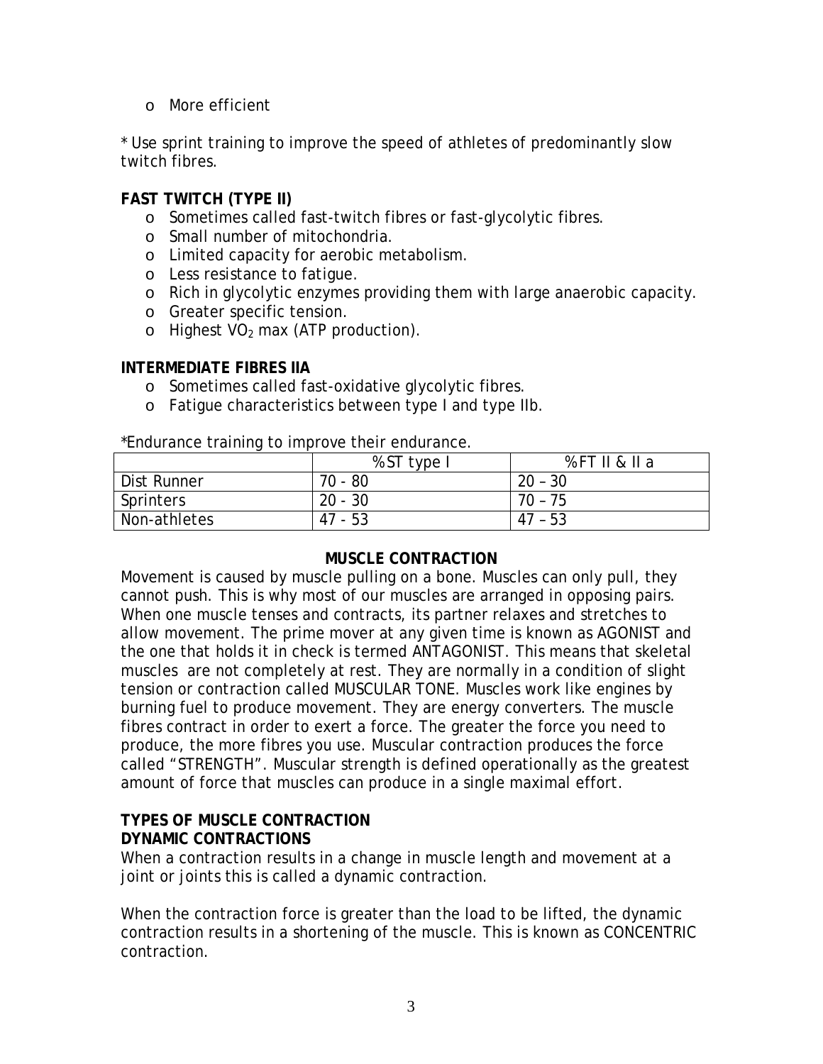- More efficient

* Use sprint training to improve the speed of athletes of predominantly slow twitch fibres.

**FAST TWITCH (TYPE II)**

- Sometimes called fast-twitch fibres or fast-glycolytic fibres.
- Small number of mitochondria.
- Limited capacity for aerobic metabolism.
- Less resistance to fatigue.
- Rich in glycolytic enzymes providing them with large anaerobic capacity.
- Greater specific tension.
- Highest $VO_2$ max (ATP production).

**INTERMEDIATE FIBRES IIA**

- Sometimes called fast-oxidative glycolytic fibres.
- Fatigue characteristics between type I and type IIb.

*Endurance training to improve their endurance.

| | % ST type I | % FT II & II a |
|---|---|---|
| Dist Runner | 70 - 80 | 20 – 30 |
| Sprinters | 20 - 30 | 70 – 75 |
| Non-athletes | 47 - 53 | 47 – 53 |

**MUSCLE CONTRACTION**

Movement is caused by muscle pulling on a bone. Muscles can only pull, they cannot push. This is why most of our muscles are arranged in opposing pairs. When one muscle tenses and contracts, its partner relaxes and stretches to allow movement. The prime mover at any given time is known as AGONIST and the one that holds it in check is termed ANTAGONIST. This means that skeletal muscles are not completely at rest. They are normally in a condition of slight tension or contraction called MUSCULAR TONE. Muscles work like engines by burning fuel to produce movement. They are energy converters. The muscle fibres contract in order to exert a force. The greater the force you need to produce, the more fibres you use. Muscular contraction produces the force called "STRENGTH". Muscular strength is defined operationally as the greatest amount of force that muscles can produce in a single maximal effort.

**TYPES OF MUSCLE CONTRACTION**

**DYNAMIC CONTRACTIONS**

When a contraction results in a change in muscle length and movement at a joint or joints this is called a dynamic contraction.

When the contraction force is greater than the load to be lifted, the dynamic contraction results in a shortening of the muscle. This is known as CONCENTRIC contraction.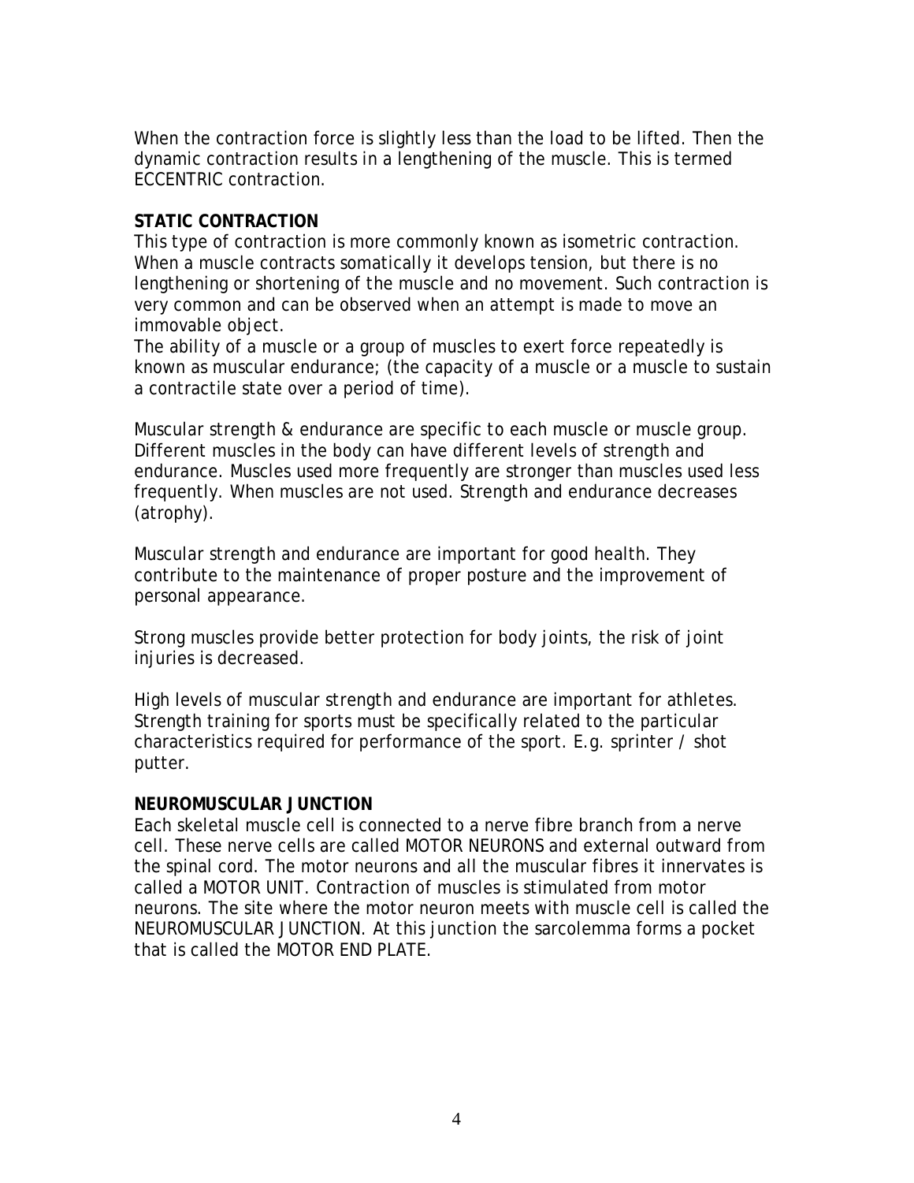When the contraction force is slightly less than the load to be lifted. Then the dynamic contraction results in a lengthening of the muscle. This is termed ECCENTRIC contraction.

**STATIC CONTRACTION**

This type of contraction is more commonly known as isometric contraction. When a muscle contracts somatically it develops tension, but there is no lengthening or shortening of the muscle and no movement. Such contraction is very common and can be observed when an attempt is made to move an immovable object.

The ability of a muscle or a group of muscles to exert force repeatedly is known as muscular endurance; (the capacity of a muscle or a muscle to sustain a contractile state over a period of time).

Muscular strength & endurance are specific to each muscle or muscle group. Different muscles in the body can have different levels of strength and endurance. Muscles used more frequently are stronger than muscles used less frequently. When muscles are not used. Strength and endurance decreases (atrophy).

Muscular strength and endurance are important for good health. They contribute to the maintenance of proper posture and the improvement of personal appearance.

Strong muscles provide better protection for body joints, the risk of joint injuries is decreased.

High levels of muscular strength and endurance are important for athletes. Strength training for sports must be specifically related to the particular characteristics required for performance of the sport. E.g. sprinter / shot putter.

**NEUROMUSCULAR JUNCTION**

Each skeletal muscle cell is connected to a nerve fibre branch from a nerve cell. These nerve cells are called MOTOR NEURONS and external outward from the spinal cord. The motor neurons and all the muscular fibres it innervates is called a MOTOR UNIT. Contraction of muscles is stimulated from motor neurons. The site where the motor neuron meets with muscle cell is called the NEUROMUSCULAR JUNCTION. At this junction the sarcolemma forms a pocket that is called the MOTOR END PLATE.